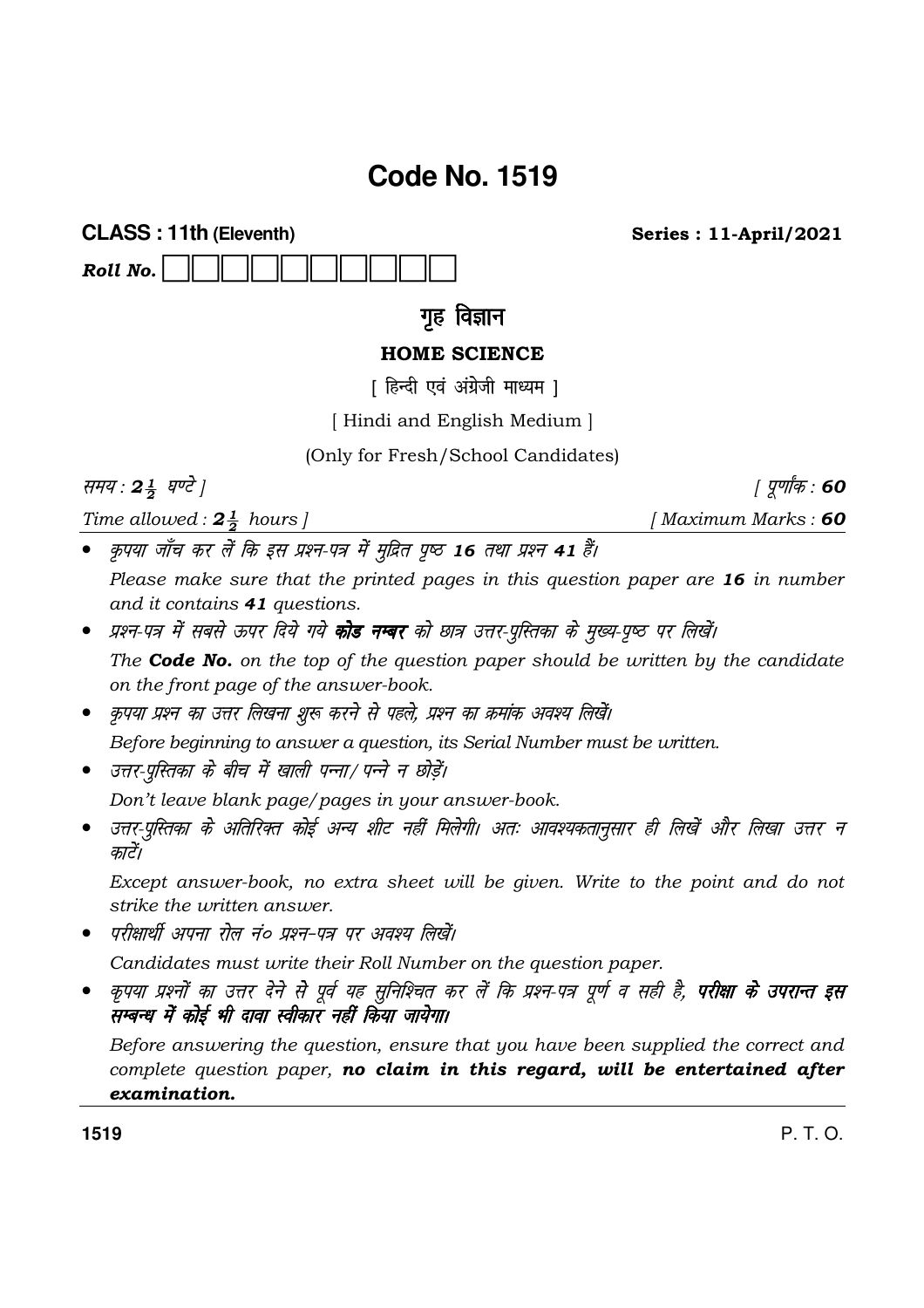# Code No. 1519

**CLASS : 11th (Eleventh)** **Series : 11-April/2021**

***Roll No.*** ☐☐☐☐☐☐☐☐☐☐

## गृह विज्ञान

### HOME SCIENCE

[ हिन्दी एवं अंग्रेजी माध्यम ]

[ Hindi and English Medium ]

(Only for Fresh/School Candidates)

*समय : $2\frac{1}{2}$ घण्टे ]* *[ पूर्णांक : **60***

*Time allowed : $2\frac{1}{2}$ hours ]* *[ Maximum Marks : **60***

- *कृपया जाँच कर लें कि इस प्रश्न-पत्र में मुद्रित पृष्ठ **16** तथा प्रश्न **41** हैं।*

  *Please make sure that the printed pages in this question paper are **16** in number and it contains **41** questions.*

- *प्रश्न-पत्र में सबसे ऊपर दिये गये **कोड नम्बर** को छात्र उत्तर-पुस्तिका के मुख्य-पृष्ठ पर लिखें।*

  *The **Code No.** on the top of the question paper should be written by the candidate on the front page of the answer-book.*

- *कृपया प्रश्न का उत्तर लिखना शुरू करने से पहले, प्रश्न का क्रमांक अवश्य लिखें।*

  *Before beginning to answer a question, its Serial Number must be written.*

- *उत्तर-पुस्तिका के बीच में खाली पन्ना/पन्ने न छोड़ें।*

  *Don't leave blank page/pages in your answer-book.*

- *उत्तर-पुस्तिका के अतिरिक्त कोई अन्य शीट नहीं मिलेगी। अतः आवश्यकतानुसार ही लिखें और लिखा उत्तर न काटें।*

  *Except answer-book, no extra sheet will be given. Write to the point and do not strike the written answer.*

- *परीक्षार्थी अपना रोल नं० प्रश्न-पत्र पर अवश्य लिखें।*

  *Candidates must write their Roll Number on the question paper.*

- *कृपया प्रश्नों का उत्तर देने से पूर्व यह सुनिश्चित कर लें कि प्रश्न-पत्र पूर्ण व सही है, **परीक्षा के उपरान्त इस सम्बन्ध में कोई भी दावा स्वीकार नहीं किया जायेगा।***

  *Before answering the question, ensure that you have been supplied the correct and complete question paper, **no claim in this regard, will be entertained after examination.***

1519 P. T. O.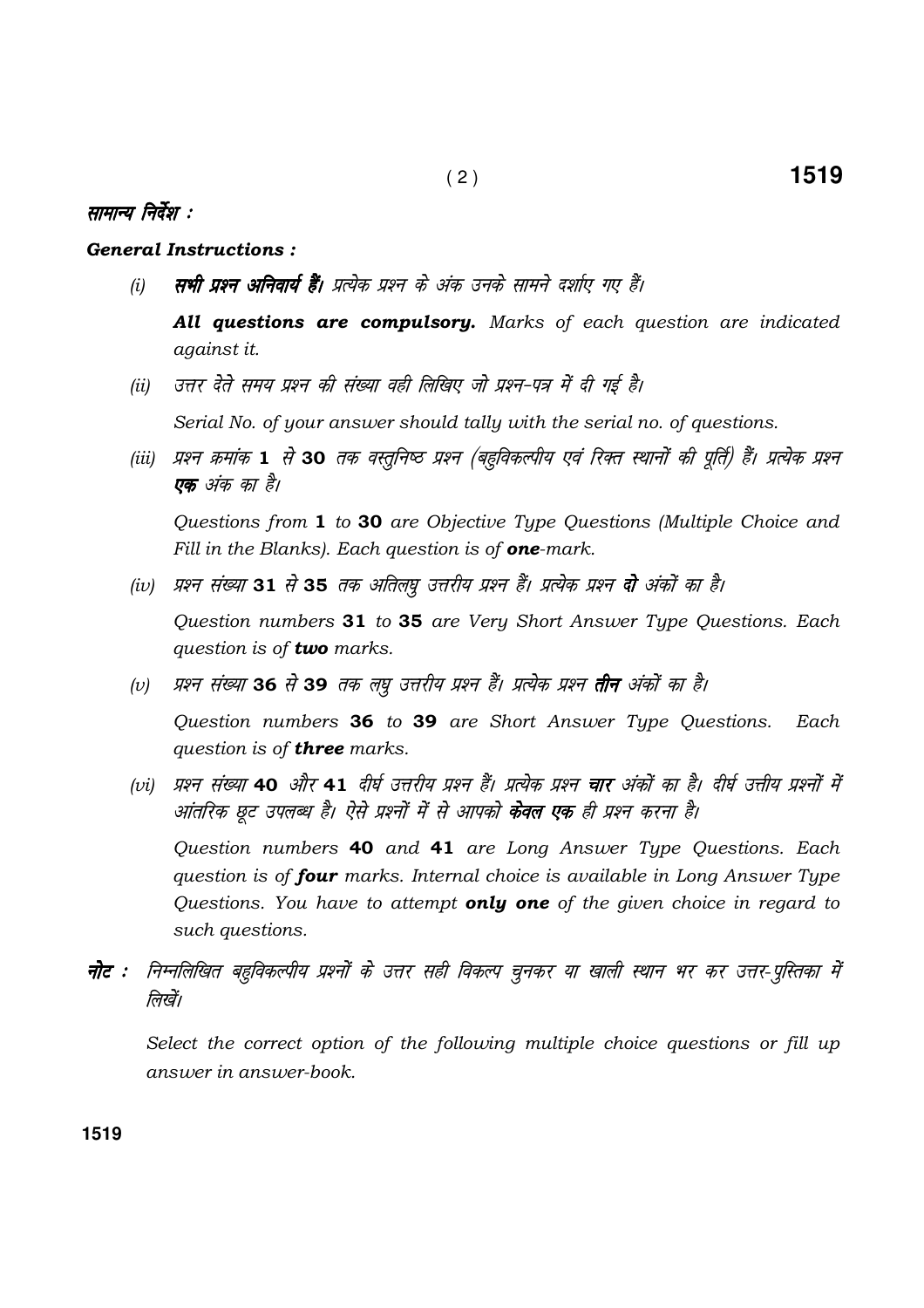*सामान्य निर्देश :*

***General Instructions :***

(i) ***सभी प्रश्न अनिवार्य हैं।*** *प्रत्येक प्रश्न के अंक उनके सामने दर्शाए गए हैं।*

***All questions are compulsory.*** *Marks of each question are indicated against it.*

(ii) *उत्तर देते समय प्रश्न की संख्या वही लिखिए जो प्रश्न-पत्र में दी गई है।*

*Serial No. of your answer should tally with the serial no. of questions.*

(iii) *प्रश्न क्रमांक* **1** *से* **30** *तक वस्तुनिष्ठ प्रश्न (बहुविकल्पीय एवं रिक्त स्थानों की पूर्ति) हैं। प्रत्येक प्रश्न* ***एक*** *अंक का है।*

*Questions from* **1** *to* **30** *are Objective Type Questions (Multiple Choice and Fill in the Blanks). Each question is of* ***one****-mark.*

(iv) *प्रश्न संख्या* **31** *से* **35** *तक अतिलघु उत्तरीय प्रश्न हैं। प्रत्येक प्रश्न* ***दो*** *अंकों का है।*

*Question numbers* **31** *to* **35** *are Very Short Answer Type Questions. Each question is of* ***two*** *marks.*

(v) *प्रश्न संख्या* **36** *से* **39** *तक लघु उत्तरीय प्रश्न हैं। प्रत्येक प्रश्न* ***तीन*** *अंकों का है।*

*Question numbers* **36** *to* **39** *are Short Answer Type Questions. Each question is of* ***three*** *marks.*

(vi) *प्रश्न संख्या* **40** *और* **41** *दीर्घ उत्तरीय प्रश्न हैं। प्रत्येक प्रश्न* ***चार*** *अंकों का है। दीर्घ उत्तीय प्रश्नों में आंतरिक छूट उपलब्ध है। ऐसे प्रश्नों में से आपको* ***केवल एक*** *ही प्रश्न करना है।*

*Question numbers* **40** *and* **41** *are Long Answer Type Questions. Each question is of* ***four*** *marks. Internal choice is available in Long Answer Type Questions. You have to attempt* ***only one*** *of the given choice in regard to such questions.*

***नोट :*** *निम्नलिखित बहुविकल्पीय प्रश्नों के उत्तर सही विकल्प चुनकर या खाली स्थान भर कर उत्तर-पुस्तिका में लिखें।*

*Select the correct option of the following multiple choice questions or fill up answer in answer-book.*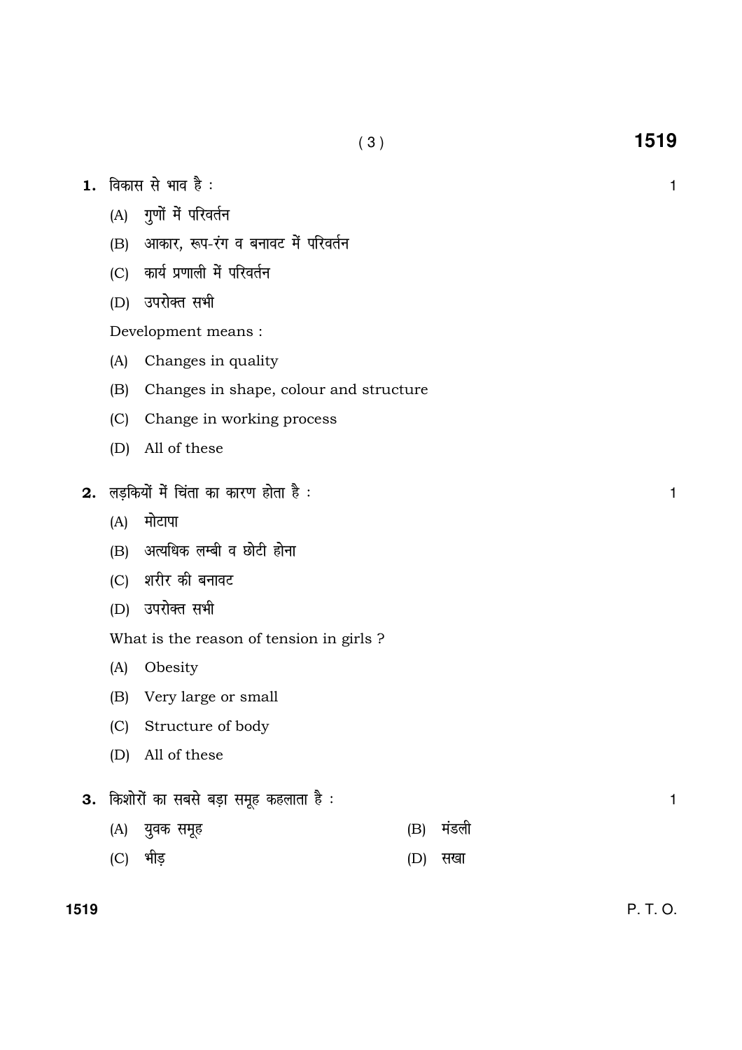**1.** विकास से भाव है : 1

(A) गुणों में परिवर्तन

(B) आकार, रूप-रंग व बनावट में परिवर्तन

(C) कार्य प्रणाली में परिवर्तन

(D) उपरोक्त सभी

Development means :

(A) Changes in quality

(B) Changes in shape, colour and structure

(C) Change in working process

(D) All of these

**2.** लड़कियों में चिंता का कारण होता है : 1

(A) मोटापा

(B) अत्यधिक लम्बी व छोटी होना

(C) शरीर की बनावट

(D) उपरोक्त सभी

What is the reason of tension in girls ?

(A) Obesity

(B) Very large or small

(C) Structure of body

(D) All of these

**3.** किशोरों का सबसे बड़ा समूह कहलाता है : 1

(A) युवक समूह (B) मंडली

(C) भीड़ (D) सखा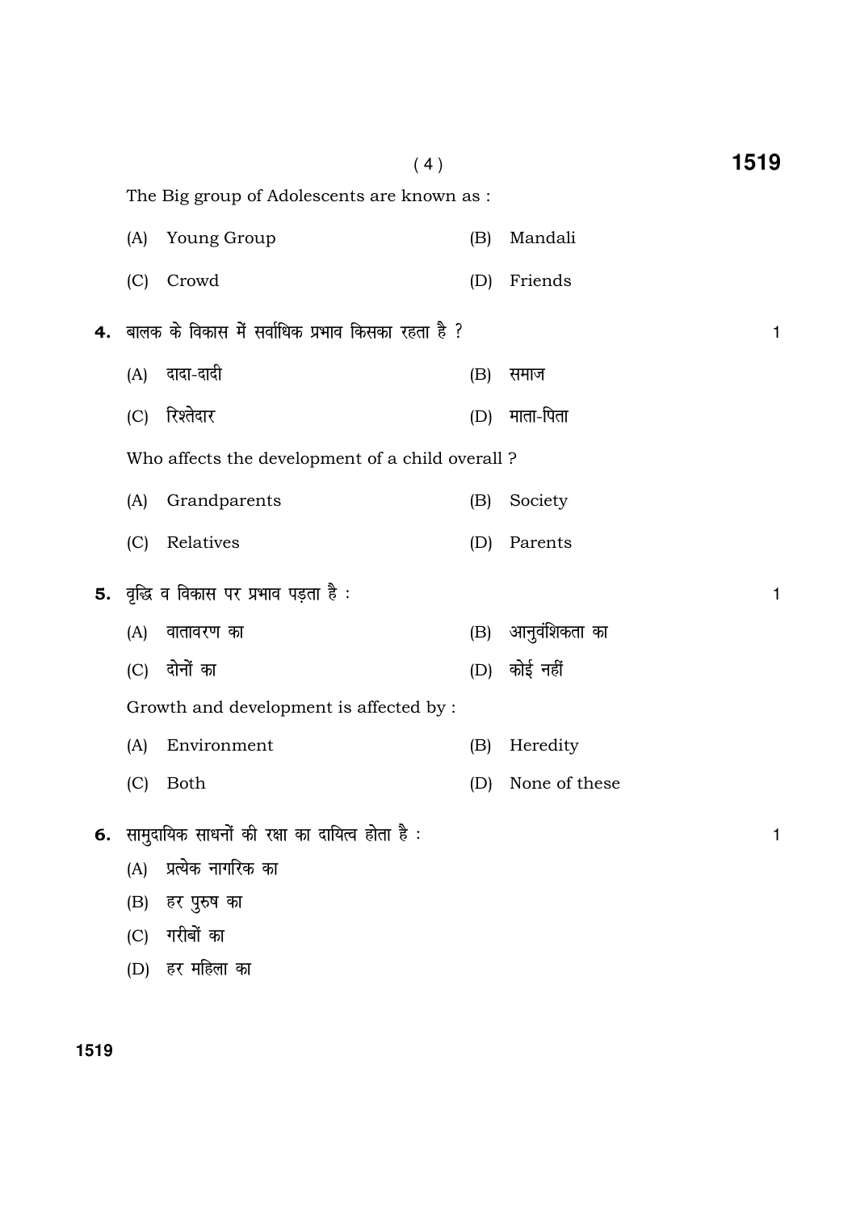The Big group of Adolescents are known as :

(A) Young Group (B) Mandali

(C) Crowd (D) Friends

**4.** बालक के विकास में सर्वाधिक प्रभाव किसका रहता है ? 1

(A) दादा-दादी (B) समाज

(C) रिश्तेदार (D) माता-पिता

Who affects the development of a child overall ?

(A) Grandparents (B) Society

(C) Relatives (D) Parents

**5.** वृद्धि व विकास पर प्रभाव पड़ता है : 1

(A) वातावरण का (B) आनुवंशिकता का

(C) दोनों का (D) कोई नहीं

Growth and development is affected by :

(A) Environment (B) Heredity

(C) Both (D) None of these

**6.** सामुदायिक साधनों की रक्षा का दायित्व होता है : 1

(A) प्रत्येक नागरिक का

(B) हर पुरुष का

(C) गरीबों का

(D) हर महिला का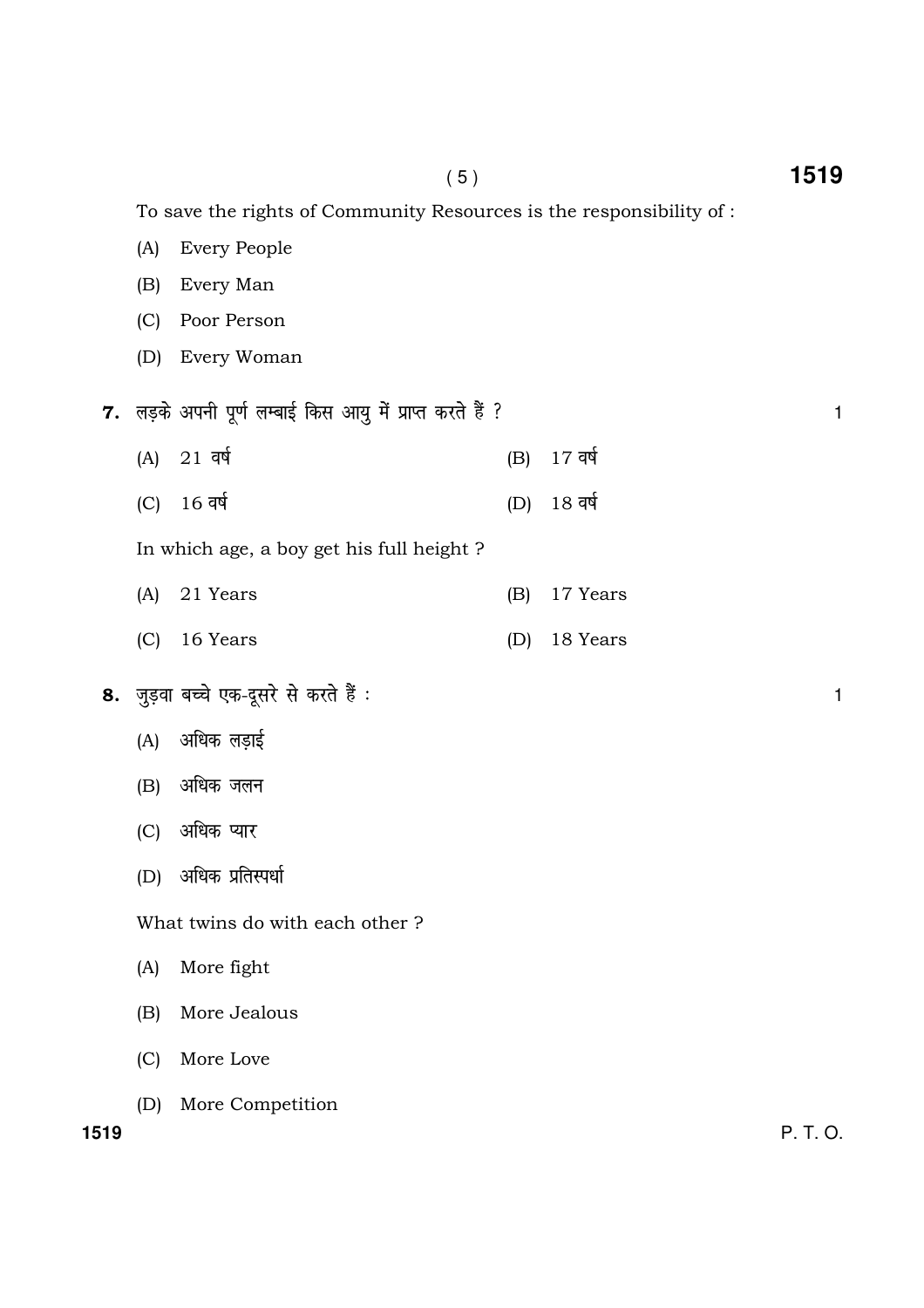To save the rights of Community Resources is the responsibility of :

(A) Every People

(B) Every Man

(C) Poor Person

(D) Every Woman

**7.** लड़के अपनी पूर्ण लम्बाई किस आयु में प्राप्त करते हैं ? 1

(A) 21 वर्ष (B) 17 वर्ष

(C) 16 वर्ष (D) 18 वर्ष

In which age, a boy get his full height ?

(A) 21 Years (B) 17 Years

(C) 16 Years (D) 18 Years

**8.** जुड़वा बच्चे एक-दूसरे से करते हैं : 1

(A) अधिक लड़ाई

(B) अधिक जलन

(C) अधिक प्यार

(D) अधिक प्रतिस्पर्धा

What twins do with each other ?

(A) More fight

(B) More Jealous

(C) More Love

(D) More Competition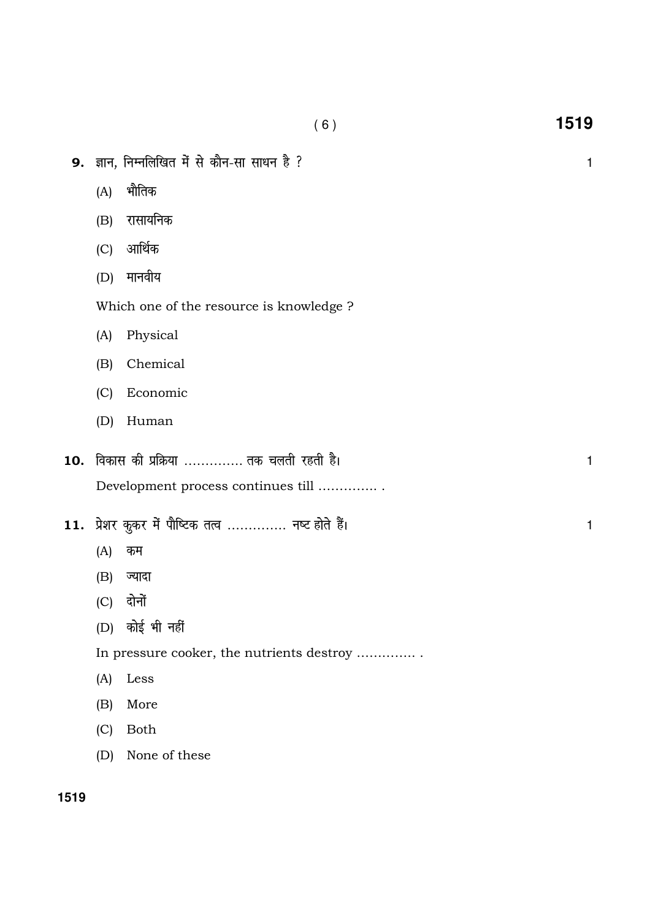**9.** ज्ञान, निम्नलिखित में से कौन-सा साधन है ? 1

(A) भौतिक

(B) रासायनिक

(C) आर्थिक

(D) मानवीय

Which one of the resource is knowledge ?

(A) Physical

(B) Chemical

(C) Economic

(D) Human

**10.** विकास की प्रक्रिया .............. तक चलती रहती है। 1

Development process continues till .............. .

**11.** प्रेशर कुकर में पौष्टिक तत्व .............. नष्ट होते हैं। 1

(A) कम

(B) ज्यादा

(C) दोनों

(D) कोई भी नहीं

In pressure cooker, the nutrients destroy .............. .

(A) Less

(B) More

(C) Both

(D) None of these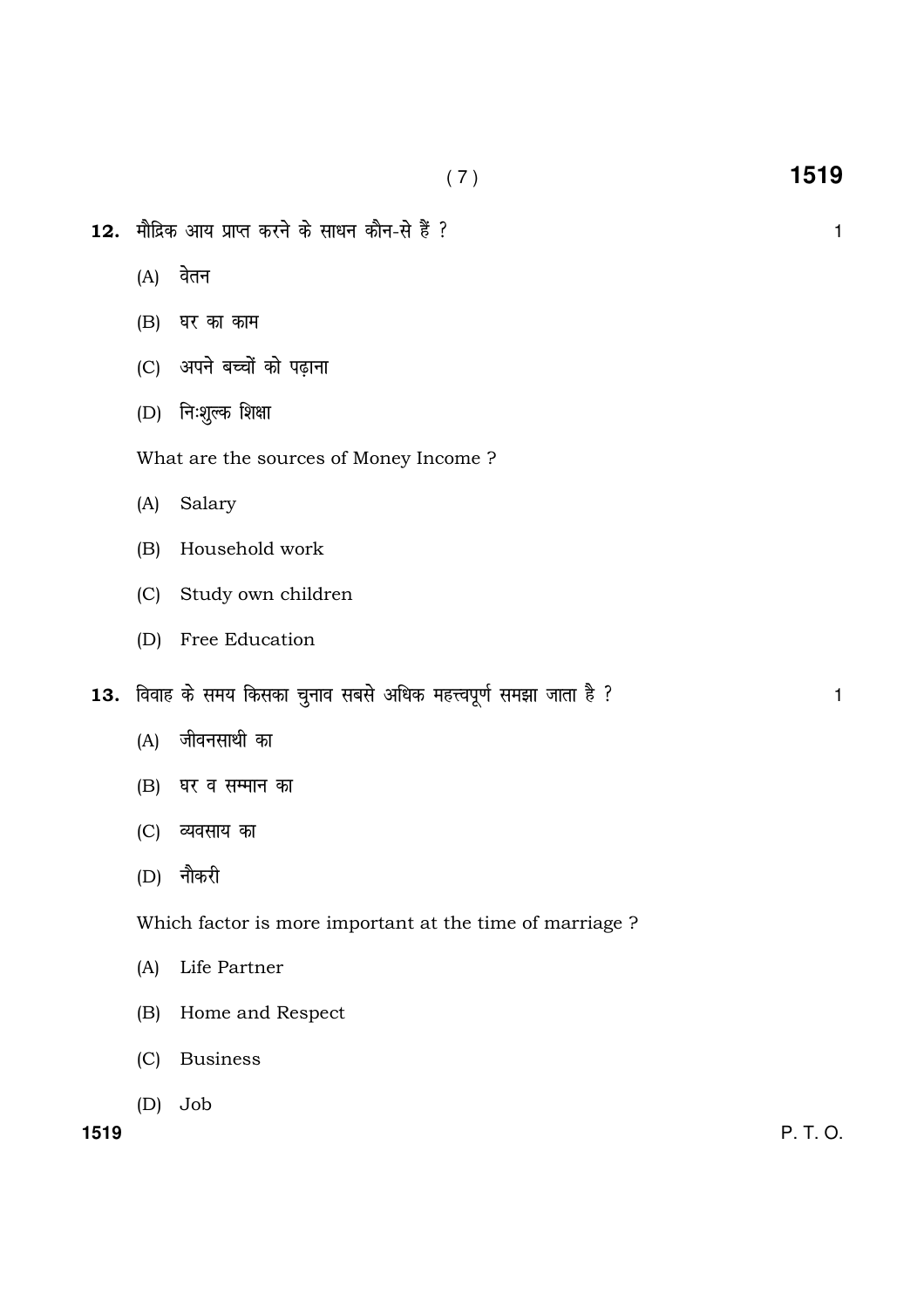**12.** मौद्रिक आय प्राप्त करने के साधन कौन-से हैं ? 1

(A) वेतन

(B) घर का काम

(C) अपने बच्चों को पढ़ाना

(D) निःशुल्क शिक्षा

What are the sources of Money Income ?

(A) Salary

(B) Household work

(C) Study own children

(D) Free Education

**13.** विवाह के समय किसका चुनाव सबसे अधिक महत्त्वपूर्ण समझा जाता है ? 1

(A) जीवनसाथी का

(B) घर व सम्मान का

(C) व्यवसाय का

(D) नौकरी

Which factor is more important at the time of marriage ?

(A) Life Partner

(B) Home and Respect

(C) Business

(D) Job

P. T. O.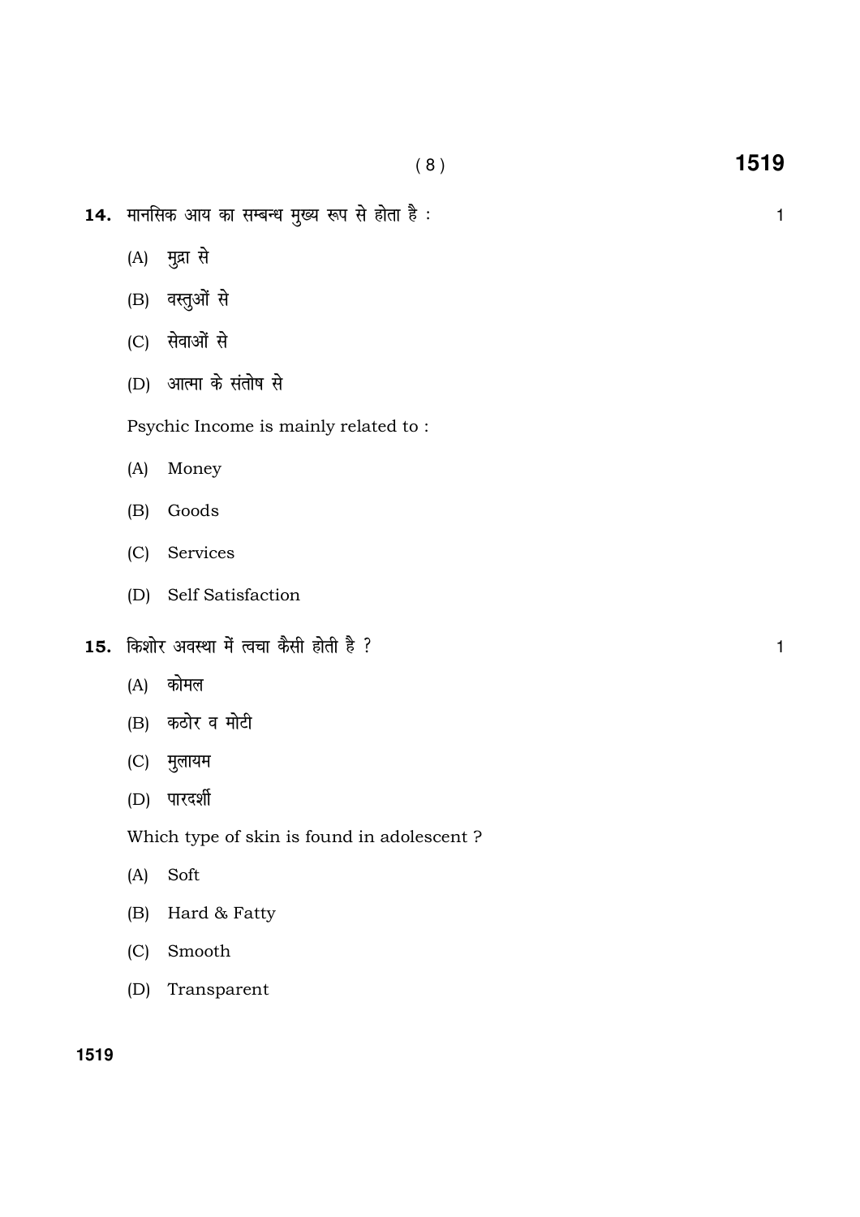**14.** मानसिक आय का सम्बन्ध मुख्य रूप से होता है : 1

(A) मुद्रा से

(B) वस्तुओं से

(C) सेवाओं से

(D) आत्मा के संतोष से

Psychic Income is mainly related to :

(A) Money

(B) Goods

(C) Services

(D) Self Satisfaction

**15.** किशोर अवस्था में त्वचा कैसी होती है ? 1

(A) कोमल

(B) कठोर व मोटी

(C) मुलायम

(D) पारदर्शी

Which type of skin is found in adolescent ?

(A) Soft

(B) Hard & Fatty

(C) Smooth

(D) Transparent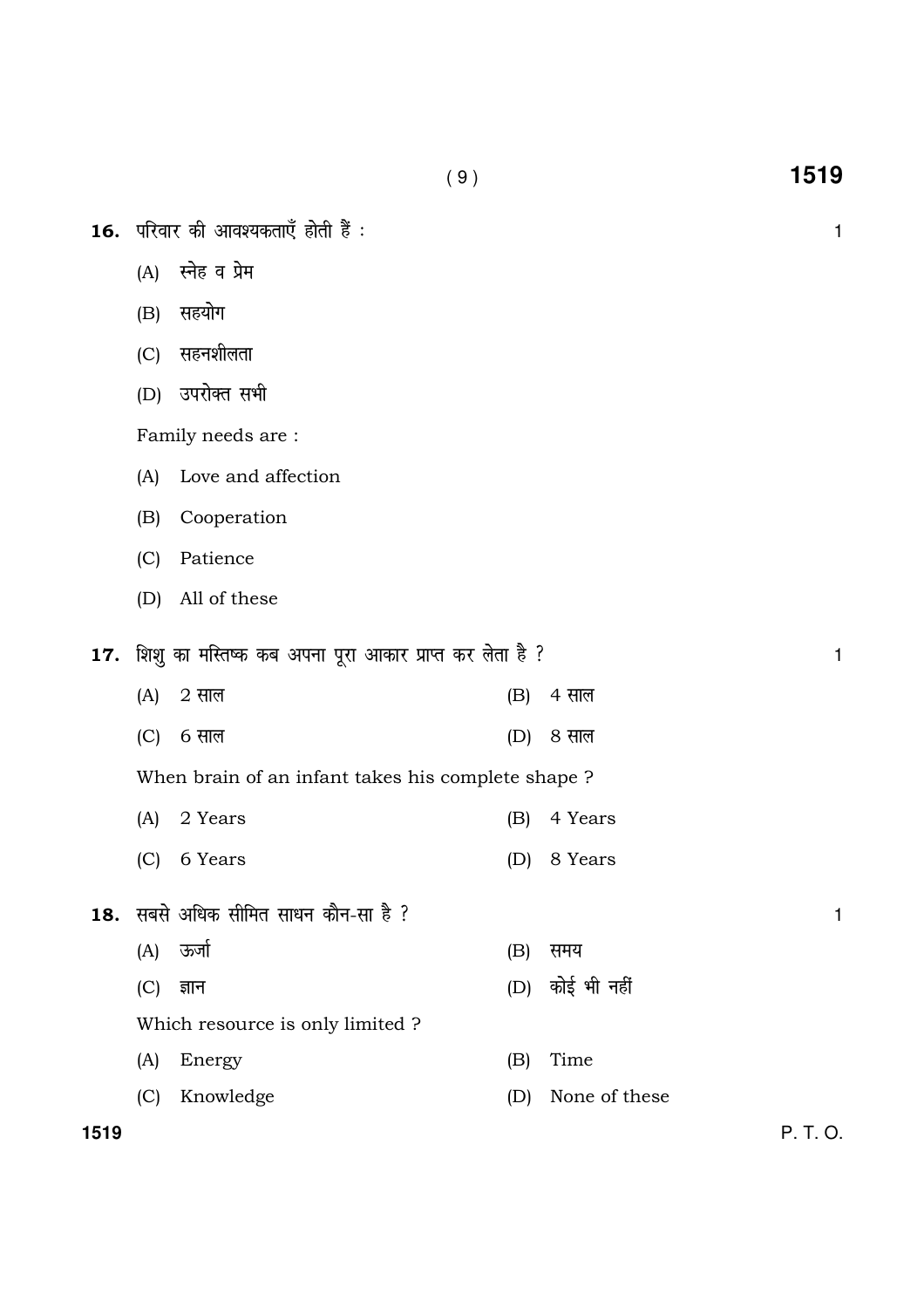**16.** परिवार की आवश्यकताएँ होती हैं : 1

(A) स्नेह व प्रेम

(B) सहयोग

(C) सहनशीलता

(D) उपरोक्त सभी

Family needs are :

(A) Love and affection

(B) Cooperation

(C) Patience

(D) All of these

**17.** शिशु का मस्तिष्क कब अपना पूरा आकार प्राप्त कर लेता है ? 1

(A) 2 साल (B) 4 साल

(C) 6 साल (D) 8 साल

When brain of an infant takes his complete shape ?

(A) 2 Years (B) 4 Years

(C) 6 Years (D) 8 Years

**18.** सबसे अधिक सीमित साधन कौन-सा है ? 1

(A) ऊर्जा (B) समय

(C) ज्ञान (D) कोई भी नहीं

Which resource is only limited ?

(A) Energy (B) Time

(C) Knowledge (D) None of these

P. T. O.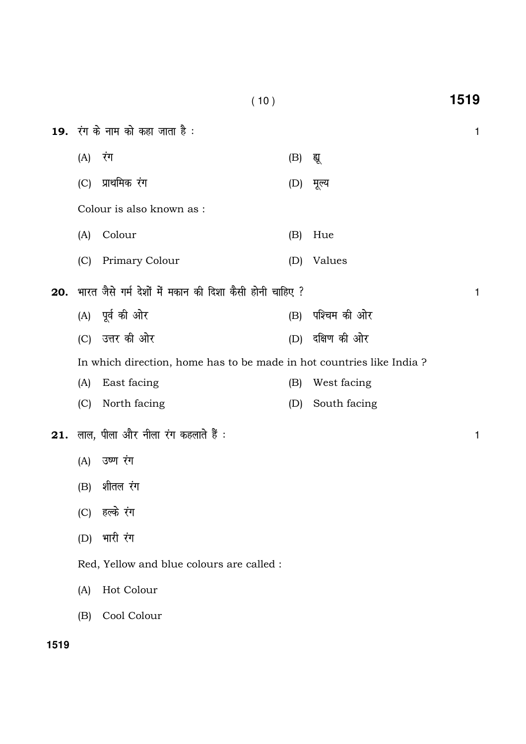**19.** रंग के नाम को कहा जाता है : 1

(A) रंग (B) ह्यू

(C) प्राथमिक रंग (D) मूल्य

Colour is also known as :

(A) Colour (B) Hue

(C) Primary Colour (D) Values

**20.** भारत जैसे गर्म देशों में मकान की दिशा कैसी होनी चाहिए ? 1

(A) पूर्व की ओर (B) पश्चिम की ओर

(C) उत्तर की ओर (D) दक्षिण की ओर

In which direction, home has to be made in hot countries like India ?

(A) East facing (B) West facing

(C) North facing (D) South facing

**21.** लाल, पीला और नीला रंग कहलाते हैं : 1

(A) उष्ण रंग

(B) शीतल रंग

(C) हल्के रंग

(D) भारी रंग

Red, Yellow and blue colours are called :

(A) Hot Colour

(B) Cool Colour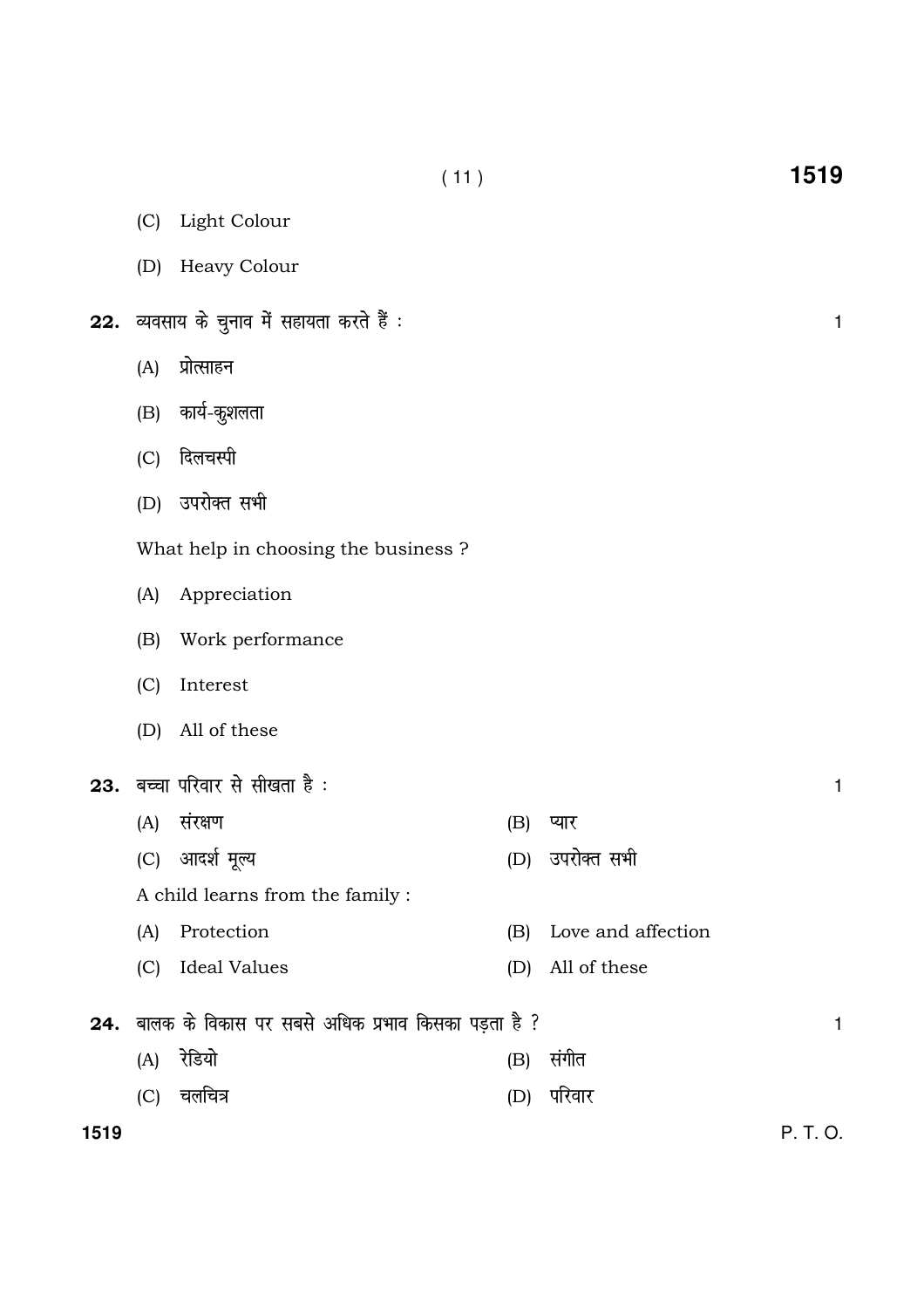(C) Light Colour

(D) Heavy Colour

**22.** व्यवसाय के चुनाव में सहायता करते हैं : 1

(A) प्रोत्साहन

(B) कार्य-कुशलता

(C) दिलचस्पी

(D) उपरोक्त सभी

What help in choosing the business ?

(A) Appreciation

(B) Work performance

(C) Interest

(D) All of these

**23.** बच्चा परिवार से सीखता है : 1

(A) संरक्षण (B) प्यार

(C) आदर्श मूल्य (D) उपरोक्त सभी

A child learns from the family :

(A) Protection (B) Love and affection

(C) Ideal Values (D) All of these

**24.** बालक के विकास पर सबसे अधिक प्रभाव किसका पड़ता है ? 1

(A) रेडियो (B) संगीत

(C) चलचित्र (D) परिवार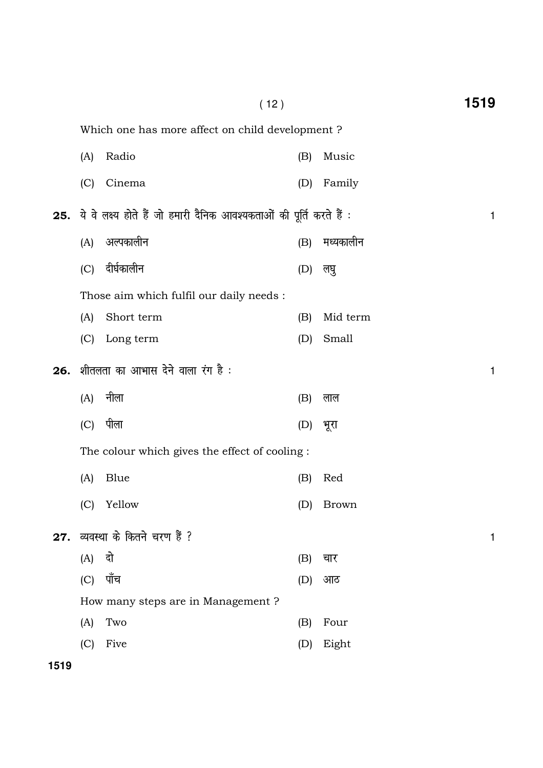Which one has more affect on child development ?

(A) Radio (B) Music

(C) Cinema (D) Family

**25.** ये वे लक्ष्य होते हैं जो हमारी दैनिक आवश्यकताओं की पूर्ति करते हैं : 1

(A) अल्पकालीन (B) मध्यकालीन

(C) दीर्घकालीन (D) लघु

Those aim which fulfil our daily needs :

(A) Short term (B) Mid term

(C) Long term (D) Small

**26.** शीतलता का आभास देने वाला रंग है : 1

(A) नीला (B) लाल

(C) पीला (D) भूरा

The colour which gives the effect of cooling :

(A) Blue (B) Red

(C) Yellow (D) Brown

**27.** व्यवस्था के कितने चरण हैं ? 1

(A) दो (B) चार

(C) पाँच (D) आठ

How many steps are in Management ?

(A) Two (B) Four

(C) Five (D) Eight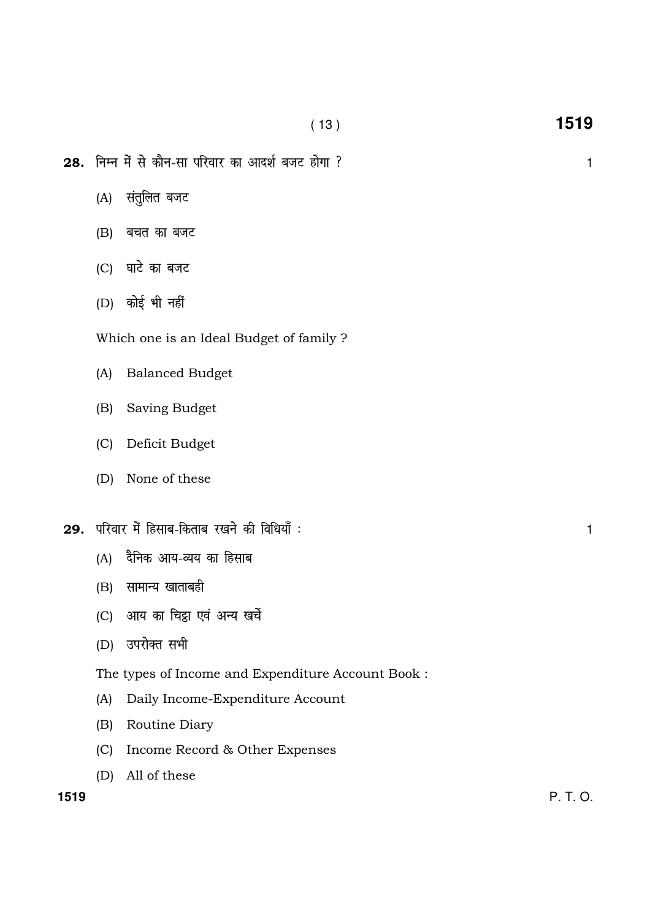**28.** निम्न में से कौन-सा परिवार का आदर्श बजट होगा ? 1

(A) संतुलित बजट

(B) बचत का बजट

(C) घाटे का बजट

(D) कोई भी नहीं

Which one is an Ideal Budget of family ?

(A) Balanced Budget

(B) Saving Budget

(C) Deficit Budget

(D) None of these

**29.** परिवार में हिसाब-किताब रखने की विधियाँ : 1

(A) दैनिक आय-व्यय का हिसाब

(B) सामान्य खाताबही

(C) आय का चिट्ठा एवं अन्य खर्चे

(D) उपरोक्त सभी

The types of Income and Expenditure Account Book :

(A) Daily Income-Expenditure Account

(B) Routine Diary

(C) Income Record & Other Expenses

(D) All of these

P. T. O.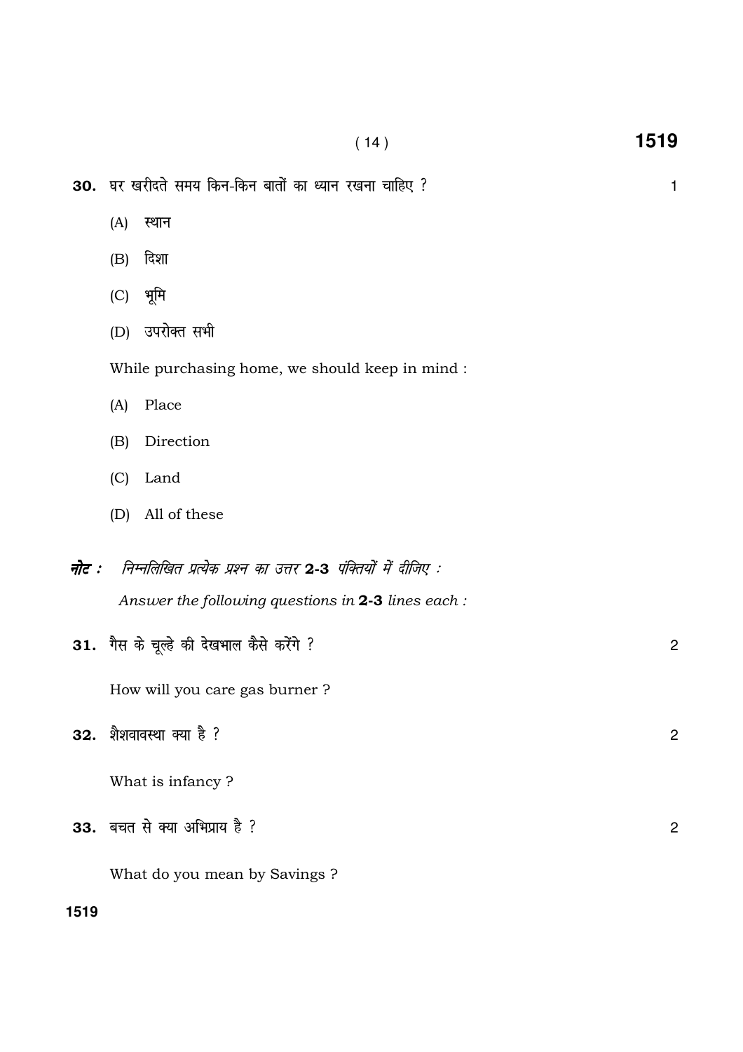**30.** घर खरीदते समय किन-किन बातों का ध्यान रखना चाहिए ? 1

(A) स्थान

(B) दिशा

(C) भूमि

(D) उपरोक्त सभी

While purchasing home, we should keep in mind :

(A) Place

(B) Direction

(C) Land

(D) All of these

***नोट :*** *निम्नलिखित प्रत्येक प्रश्न का उत्तर **2-3** पंक्तियों में दीजिए :*

*Answer the following questions in **2-3** lines each :*

**31.** गैस के चूल्हे की देखभाल कैसे करेंगे ? 2

How will you care gas burner ?

**32.** शैशवावस्था क्या है ? 2

What is infancy ?

**33.** बचत से क्या अभिप्राय है ? 2

What do you mean by Savings ?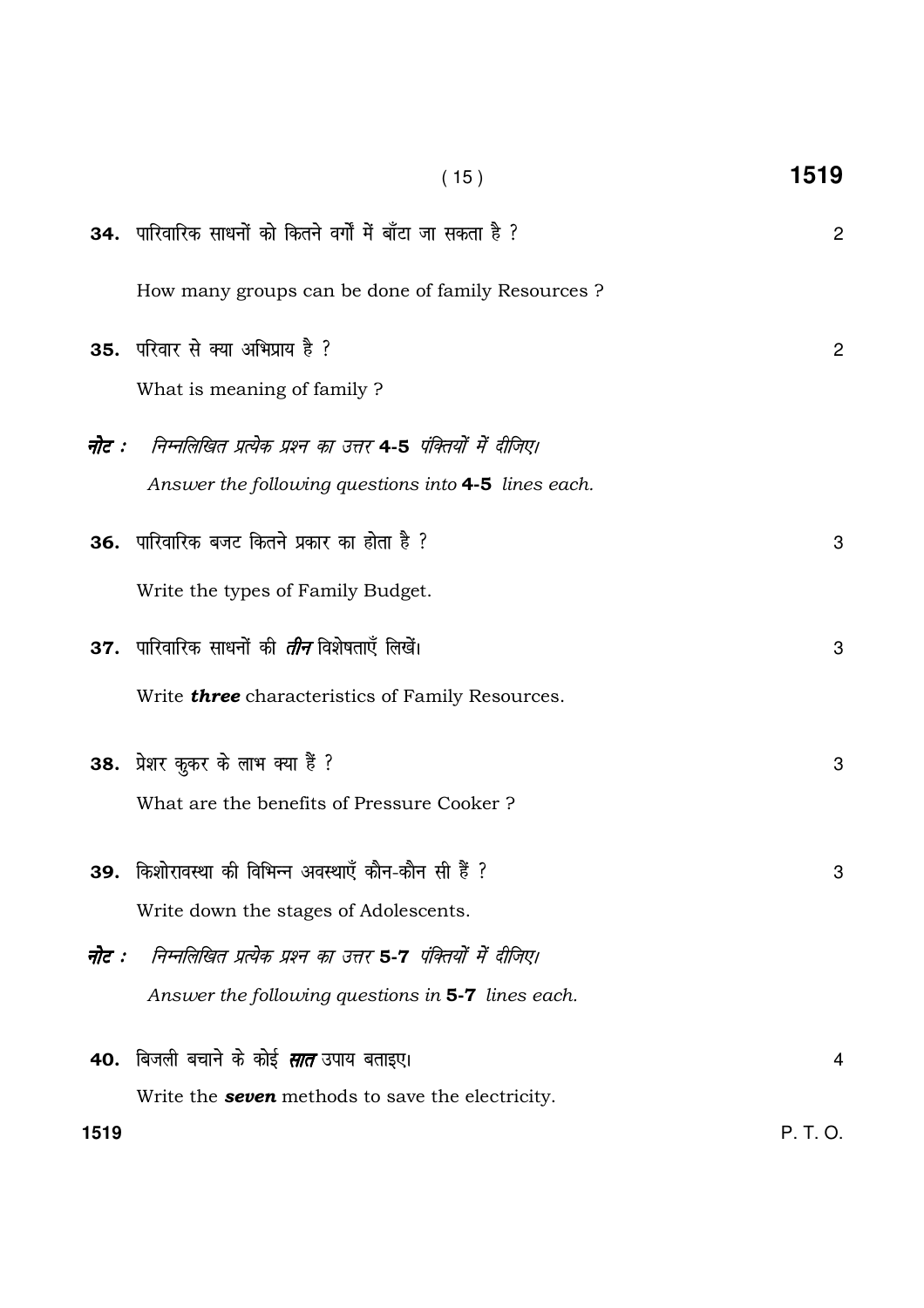**34.** पारिवारिक साधनों को कितने वर्गों में बाँटा जा सकता है ? 2

How many groups can be done of family Resources ?

**35.** परिवार से क्या अभिप्राय है ? 2

What is meaning of family ?

***नोट :*** *निम्नलिखित प्रत्येक प्रश्न का उत्तर* **4-5** *पंक्तियों में दीजिए।*

*Answer the following questions into* **4-5** *lines each.*

**36.** पारिवारिक बजट कितने प्रकार का होता है ? 3

Write the types of Family Budget.

**37.** पारिवारिक साधनों की ***तीन*** विशेषताएँ लिखें। 3

Write ***three*** characteristics of Family Resources.

**38.** प्रेशर कुकर के लाभ क्या हैं ? 3

What are the benefits of Pressure Cooker ?

**39.** किशोरावस्था की विभिन्न अवस्थाएँ कौन-कौन सी हैं ? 3

Write down the stages of Adolescents.

***नोट :*** *निम्नलिखित प्रत्येक प्रश्न का उत्तर* **5-7** *पंक्तियों में दीजिए।*

*Answer the following questions in* **5-7** *lines each.*

**40.** बिजली बचाने के कोई ***सात*** उपाय बताइए। 4

Write the ***seven*** methods to save the electricity.

P. T. O.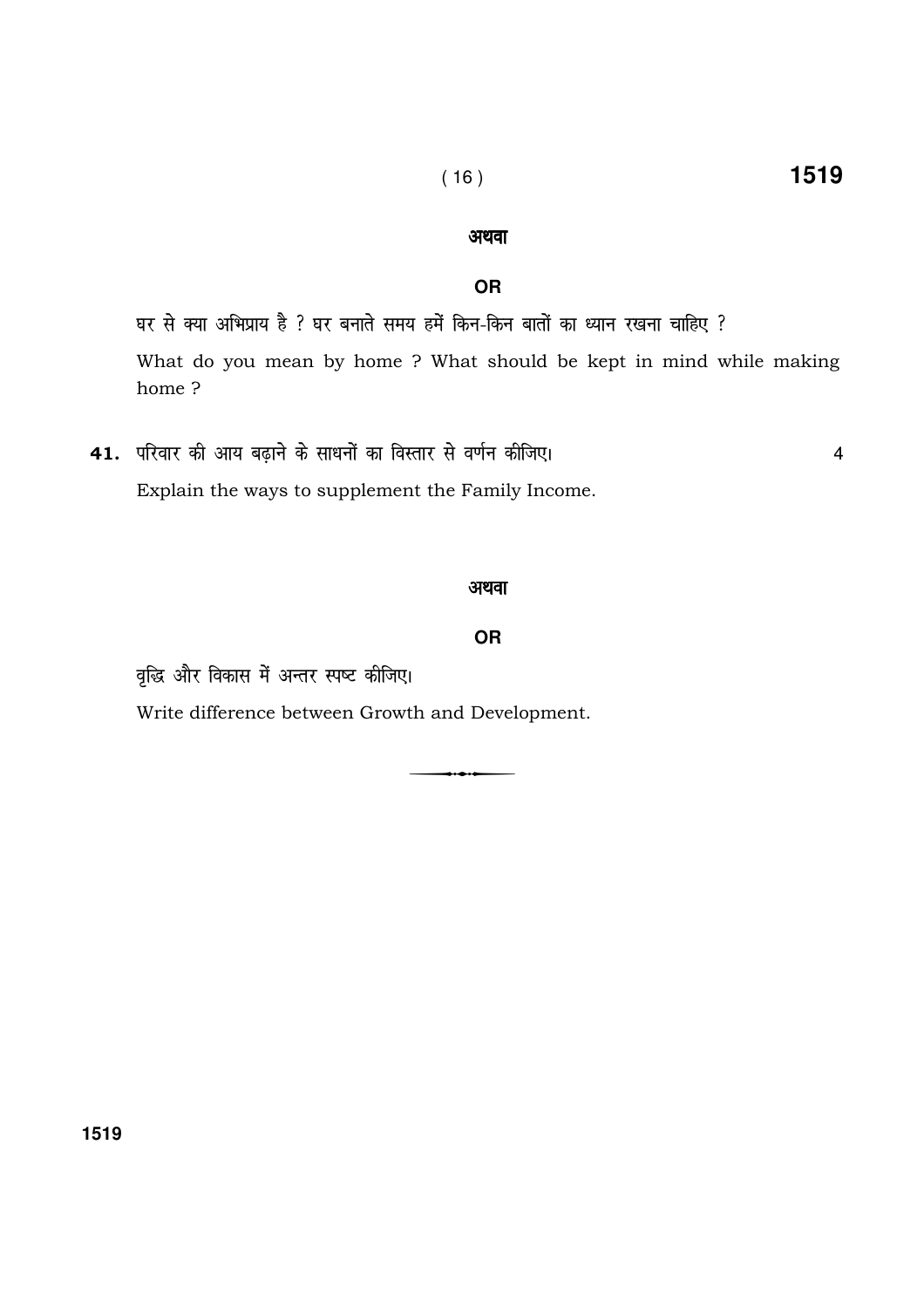**अथवा**

**OR**

घर से क्या अभिप्राय है ? घर बनाते समय हमें किन-किन बातों का ध्यान रखना चाहिए ?

What do you mean by home ? What should be kept in mind while making home ?

**41.** परिवार की आय बढ़ाने के साधनों का विस्तार से वर्णन कीजिए। 4

Explain the ways to supplement the Family Income.

**अथवा**

**OR**

वृद्धि और विकास में अन्तर स्पष्ट कीजिए।

Write difference between Growth and Development.